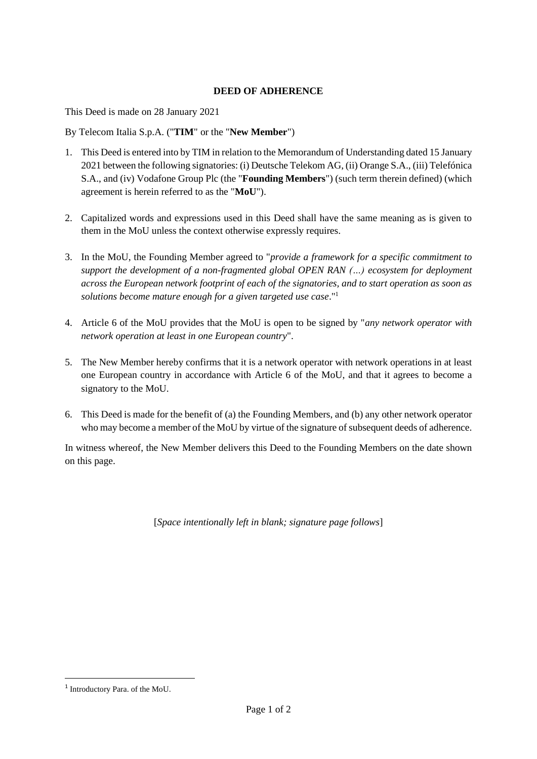**DEED OF ADHERENCE**

This Deed is made on 28 January 2021

By Telecom Italia S.p.A. ("**TIM**" or the "**New Member**")

1. This Deed is entered into by TIM in relation to the Memorandum of Understanding dated 15 January 2021 between the following signatories: (i) Deutsche Telekom AG, (ii) Orange S.A., (iii) Telefónica S.A., and (iv) Vodafone Group Plc (the "**Founding Members**") (such term therein defined) (which agreement is herein referred to as the "**MoU**").

2. Capitalized words and expressions used in this Deed shall have the same meaning as is given to them in the MoU unless the context otherwise expressly requires.

3. In the MoU, the Founding Member agreed to "*provide a framework for a specific commitment to support the development of a non-fragmented global OPEN RAN (…) ecosystem for deployment across the European network footprint of each of the signatories, and to start operation as soon as solutions become mature enough for a given targeted use case*."[1]

4. Article 6 of the MoU provides that the MoU is open to be signed by "*any network operator with network operation at least in one European country*".

5. The New Member hereby confirms that it is a network operator with network operations in at least one European country in accordance with Article 6 of the MoU, and that it agrees to become a signatory to the MoU.

6. This Deed is made for the benefit of (a) the Founding Members, and (b) any other network operator who may become a member of the MoU by virtue of the signature of subsequent deeds of adherence.

In witness whereof, the New Member delivers this Deed to the Founding Members on the date shown on this page.

[*Space intentionally left in blank; signature page follows*]

[1] Introductory Para. of the MoU.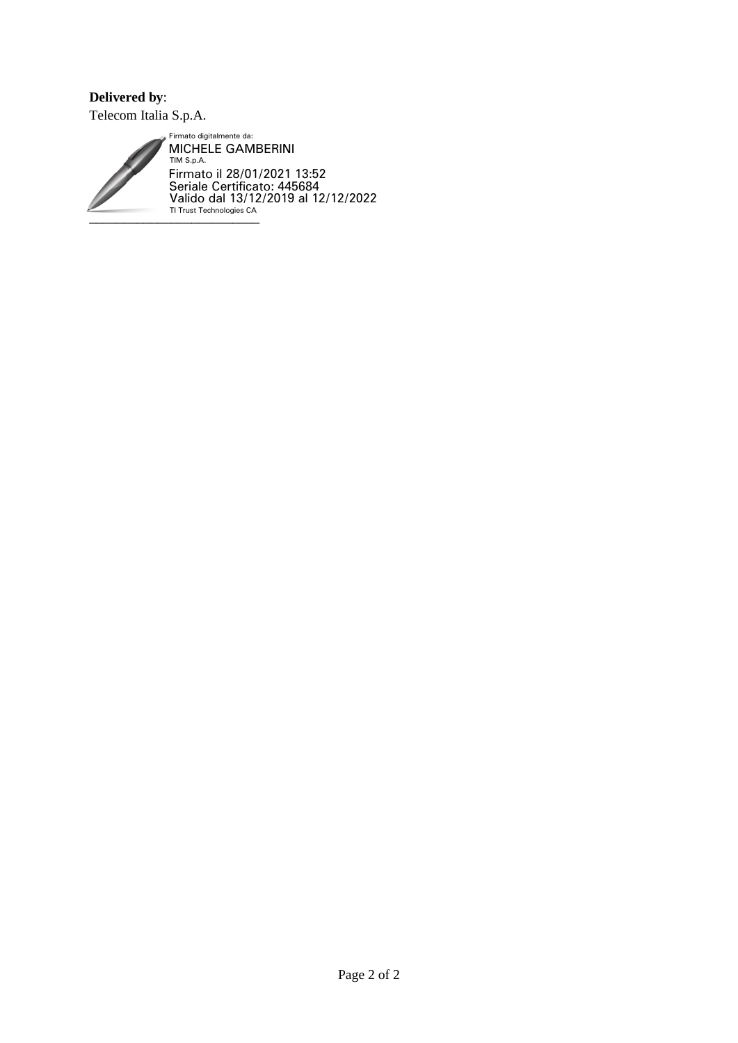**Delivered by**:

Telecom Italia S.p.A.

Firmato digitalmente da:
MICHELE GAMBERINI
TIM S.p.A.
Firmato il 28/01/2021 13:52
Seriale Certificato: 445684
Valido dal 13/12/2019 al 12/12/2022
TI Trust Technologies CA